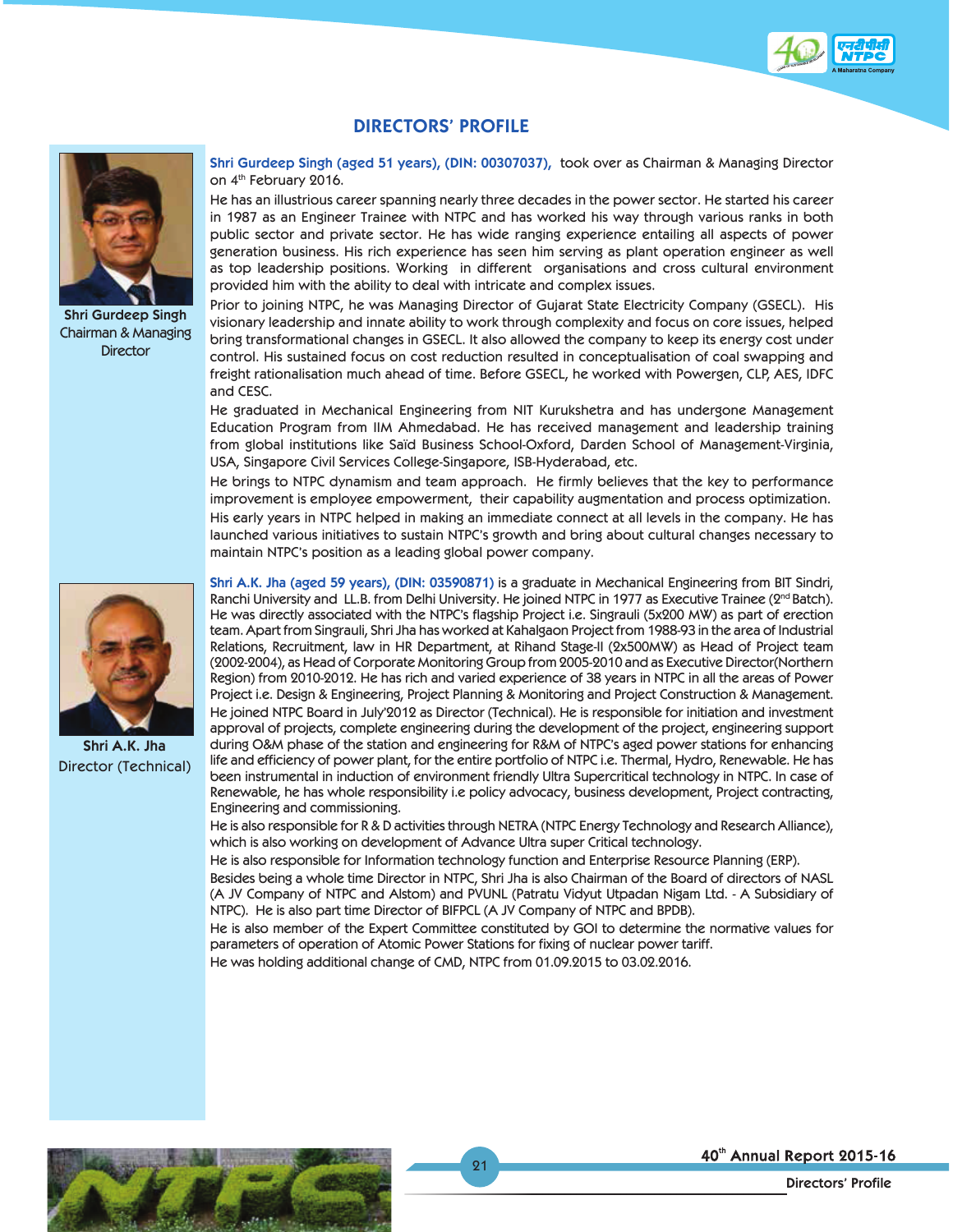# DIRECTORS' PROFILE

**Shri Gurdeep Singh**
Chairman & Managing Director

**Shri Gurdeep Singh (aged 51 years), (DIN: 00307037),** took over as Chairman & Managing Director on 4th February 2016.

He has an illustrious career spanning nearly three decades in the power sector. He started his career in 1987 as an Engineer Trainee with NTPC and has worked his way through various ranks in both public sector and private sector. He has wide ranging experience entailing all aspects of power generation business. His rich experience has seen him serving as plant operation engineer as well as top leadership positions. Working in different organisations and cross cultural environment provided him with the ability to deal with intricate and complex issues.

Prior to joining NTPC, he was Managing Director of Gujarat State Electricity Company (GSECL). His visionary leadership and innate ability to work through complexity and focus on core issues, helped bring transformational changes in GSECL. It also allowed the company to keep its energy cost under control. His sustained focus on cost reduction resulted in conceptualisation of coal swapping and freight rationalisation much ahead of time. Before GSECL, he worked with Powergen, CLP, AES, IDFC and CESC.

He graduated in Mechanical Engineering from NIT Kurukshetra and has undergone Management Education Program from IIM Ahmedabad. He has received management and leadership training from global institutions like Saïd Business School-Oxford, Darden School of Management-Virginia, USA, Singapore Civil Services College-Singapore, ISB-Hyderabad, etc.

He brings to NTPC dynamism and team approach. He firmly believes that the key to performance improvement is employee empowerment, their capability augmentation and process optimization.

His early years in NTPC helped in making an immediate connect at all levels in the company. He has launched various initiatives to sustain NTPC's growth and bring about cultural changes necessary to maintain NTPC's position as a leading global power company.

**Shri A.K. Jha**
Director (Technical)

**Shri A.K. Jha (aged 59 years), (DIN: 03590871)** is a graduate in Mechanical Engineering from BIT Sindri, Ranchi University and LL.B. from Delhi University. He joined NTPC in 1977 as Executive Trainee (2nd Batch). He was directly associated with the NTPC's flagship Project i.e. Singrauli (5x200 MW) as part of erection team. Apart from Singrauli, Shri Jha has worked at Kahalgaon Project from 1988-93 in the area of Industrial Relations, Recruitment, law in HR Department, at Rihand Stage-II (2x500MW) as Head of Project team (2002-2004), as Head of Corporate Monitoring Group from 2005-2010 and as Executive Director(Northern Region) from 2010-2012. He has rich and varied experience of 38 years in NTPC in all the areas of Power Project i.e. Design & Engineering, Project Planning & Monitoring and Project Construction & Management.

He joined NTPC Board in July'2012 as Director (Technical). He is responsible for initiation and investment approval of projects, complete engineering during the development of the project, engineering support during O&M phase of the station and engineering for R&M of NTPC's aged power stations for enhancing life and efficiency of power plant, for the entire portfolio of NTPC i.e. Thermal, Hydro, Renewable. He has been instrumental in induction of environment friendly Ultra Supercritical technology in NTPC. In case of Renewable, he has whole responsibility i.e policy advocacy, business development, Project contracting, Engineering and commissioning.

He is also responsible for R & D activities through NETRA (NTPC Energy Technology and Research Alliance), which is also working on development of Advance Ultra super Critical technology.

He is also responsible for Information technology function and Enterprise Resource Planning (ERP).

Besides being a whole time Director in NTPC, Shri Jha is also Chairman of the Board of directors of NASL (A JV Company of NTPC and Alstom) and PVUNL (Patratu Vidyut Utpadan Nigam Ltd. - A Subsidiary of NTPC). He is also part time Director of BIFPCL (A JV Company of NTPC and BPDB).

He is also member of the Expert Committee constituted by GOI to determine the normative values for parameters of operation of Atomic Power Stations for fixing of nuclear power tariff.

He was holding additional change of CMD, NTPC from 01.09.2015 to 03.02.2016.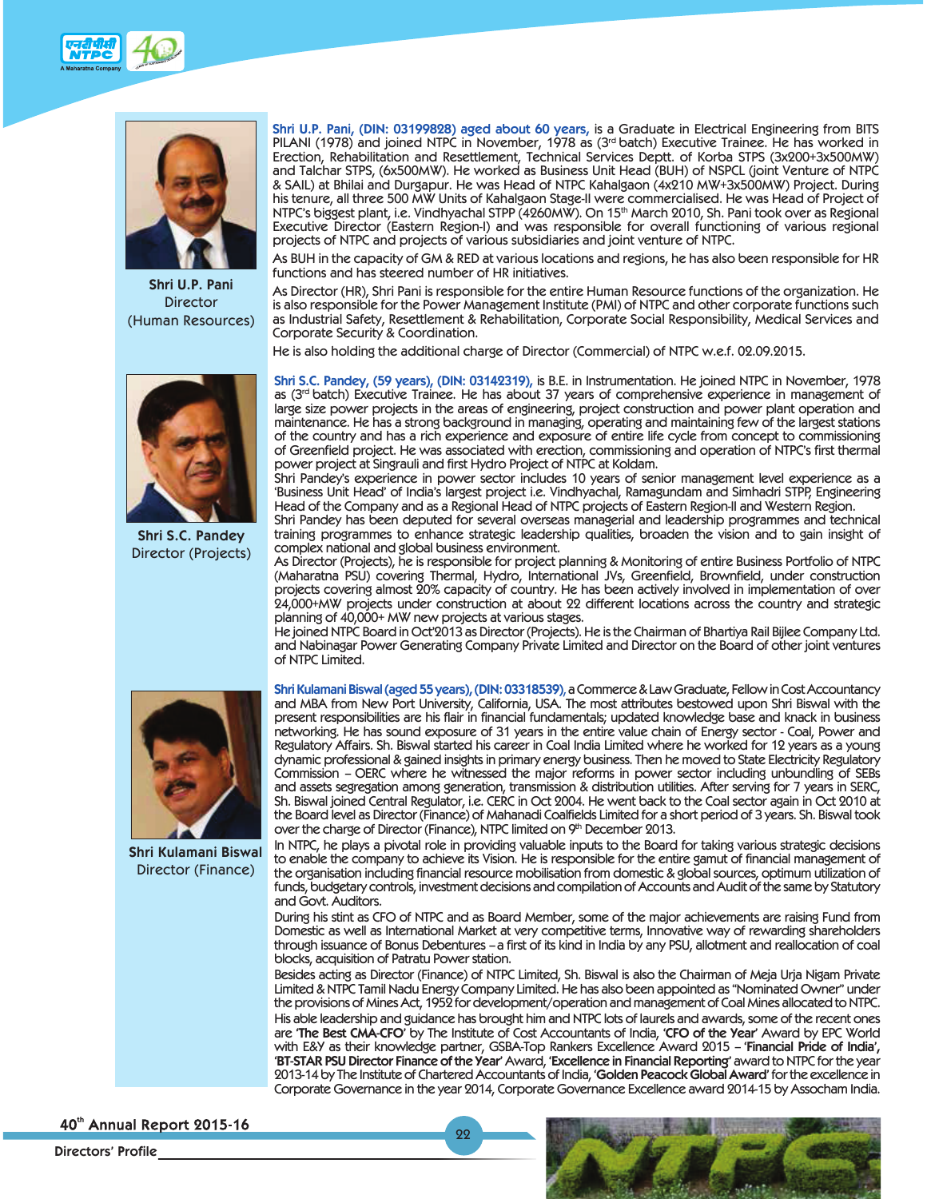**Shri U.P. Pani**
Director
(Human Resources)

**Shri U.P. Pani, (DIN: 03199828) aged about 60 years,** is a Graduate in Electrical Engineering from BITS PILANI (1978) and joined NTPC in November, 1978 as (3rd batch) Executive Trainee. He has worked in Erection, Rehabilitation and Resettlement, Technical Services Deptt. of Korba STPS (3x200+3x500MW) and Talchar STPS, (6x500MW). He worked as Business Unit Head (BUH) of NSPCL (joint Venture of NTPC & SAIL) at Bhilai and Durgapur. He was Head of NTPC Kahalgaon (4x210 MW+3x500MW) Project. During his tenure, all three 500 MW Units of Kahalgaon Stage-II were commercialised. He was Head of Project of NTPC's biggest plant, i.e. Vindhyachal STPP (4260MW). On 15th March 2010, Sh. Pani took over as Regional Executive Director (Eastern Region-I) and was responsible for overall functioning of various regional projects of NTPC and projects of various subsidiaries and joint venture of NTPC.

As BUH in the capacity of GM & RED at various locations and regions, he has also been responsible for HR functions and has steered number of HR initiatives.

As Director (HR), Shri Pani is responsible for the entire Human Resource functions of the organization. He is also responsible for the Power Management Institute (PMI) of NTPC and other corporate functions such as Industrial Safety, Resettlement & Rehabilitation, Corporate Social Responsibility, Medical Services and Corporate Security & Coordination.

He is also holding the additional charge of Director (Commercial) of NTPC w.e.f. 02.09.2015.

**Shri S.C. Pandey**
Director (Projects)

**Shri S.C. Pandey, (59 years), (DIN: 03142319),** is B.E. in Instrumentation. He joined NTPC in November, 1978 as (3rd batch) Executive Trainee. He has about 37 years of comprehensive experience in management of large size power projects in the areas of engineering, project construction and power plant operation and maintenance. He has a strong background in managing, operating and maintaining few of the largest stations of the country and has a rich experience and exposure of entire life cycle from concept to commissioning of Greenfield project. He was associated with erection, commissioning and operation of NTPC's first thermal power project at Singrauli and first Hydro Project of NTPC at Koldam.

Shri Pandey's experience in power sector includes 10 years of senior management level experience as a 'Business Unit Head' of India's largest project i.e. Vindhyachal, Ramagundam and Simhadri STPP, Engineering Head of the Company and as a Regional Head of NTPC projects of Eastern Region-II and Western Region.

Shri Pandey has been deputed for several overseas managerial and leadership programmes and technical training programmes to enhance strategic leadership qualities, broaden the vision and to gain insight of complex national and global business environment.

As Director (Projects), he is responsible for project planning & Monitoring of entire Business Portfolio of NTPC (Maharatna PSU) covering Thermal, Hydro, International JVs, Greenfield, Brownfield, under construction projects covering almost 20% capacity of country. He has been actively involved in implementation of over 24,000+MW projects under construction at about 22 different locations across the country and strategic planning of 40,000+ MW new projects at various stages.

He joined NTPC Board in Oct'2013 as Director (Projects). He is the Chairman of Bhartiya Rail Bijlee Company Ltd. and Nabinagar Power Generating Company Private Limited and Director on the Board of other joint ventures of NTPC Limited.

**Shri Kulamani Biswal**
Director (Finance)

**Shri Kulamani Biswal (aged 55 years), (DIN: 03318539),** a Commerce & Law Graduate, Fellow in Cost Accountancy and MBA from New Port University, California, USA. The most attributes bestowed upon Shri Biswal with the present responsibilities are his flair in financial fundamentals; updated knowledge base and knack in business networking. He has sound exposure of 31 years in the entire value chain of Energy sector - Coal, Power and Regulatory Affairs. Sh. Biswal started his career in Coal India Limited where he worked for 12 years as a young dynamic professional & gained insights in primary energy business. Then he moved to State Electricity Regulatory Commission – OERC where he witnessed the major reforms in power sector including unbundling of SEBs and assets segregation among generation, transmission & distribution utilities. After serving for 7 years in SERC, Sh. Biswal joined Central Regulator, i.e. CERC in Oct 2004. He went back to the Coal sector again in Oct 2010 at the Board level as Director (Finance) of Mahanadi Coalfields Limited for a short period of 3 years. Sh. Biswal took over the charge of Director (Finance), NTPC limited on 9th December 2013.

In NTPC, he plays a pivotal role in providing valuable inputs to the Board for taking various strategic decisions to enable the company to achieve its Vision. He is responsible for the entire gamut of financial management of the organisation including financial resource mobilisation from domestic & global sources, optimum utilization of funds, budgetary controls, investment decisions and compilation of Accounts and Audit of the same by Statutory and Govt. Auditors.

During his stint as CFO of NTPC and as Board Member, some of the major achievements are raising Fund from Domestic as well as International Market at very competitive terms, Innovative way of rewarding shareholders through issuance of Bonus Debentures – a first of its kind in India by any PSU, allotment and reallocation of coal blocks, acquisition of Patratu Power station.

Besides acting as Director (Finance) of NTPC Limited, Sh. Biswal is also the Chairman of Meja Urja Nigam Private Limited & NTPC Tamil Nadu Energy Company Limited. He has also been appointed as "Nominated Owner" under the provisions of Mines Act, 1952 for development/operation and management of Coal Mines allocated to NTPC.

His able leadership and guidance has brought him and NTPC lots of laurels and awards, some of the recent ones are '**The Best CMA-CFO**' by The Institute of Cost Accountants of India, '**CFO of the Year**' Award by EPC World with E&Y as their knowledge partner, GSBA-Top Rankers Excellence Award 2015 – '**Financial Pride of India**', '**BT-STAR PSU Director Finance of the Year**' Award, '**Excellence in Financial Reporting**' award to NTPC for the year 2013-14 by The Institute of Chartered Accountants of India, '**Golden Peacock Global Award**' for the excellence in Corporate Governance in the year 2014, Corporate Governance Excellence award 2014-15 by Assocham India.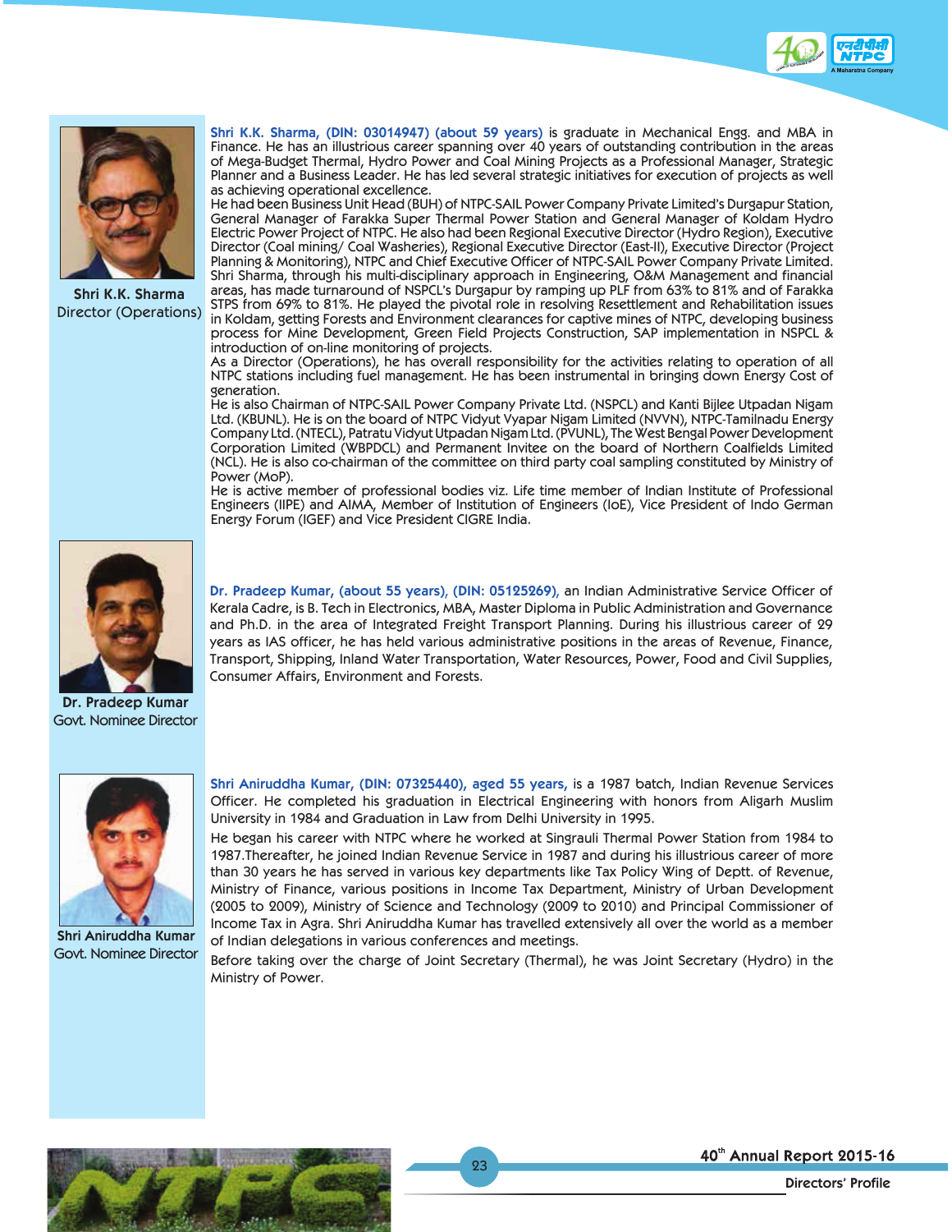**Shri K.K. Sharma**
Director (Operations)

**Shri K.K. Sharma, (DIN: 03014947) (about 59 years)** is graduate in Mechanical Engg. and MBA in Finance. He has an illustrious career spanning over 40 years of outstanding contribution in the areas of Mega-Budget Thermal, Hydro Power and Coal Mining Projects as a Professional Manager, Strategic Planner and a Business Leader. He has led several strategic initiatives for execution of projects as well as achieving operational excellence.

He had been Business Unit Head (BUH) of NTPC-SAIL Power Company Private Limited's Durgapur Station, General Manager of Farakka Super Thermal Power Station and General Manager of Koldam Hydro Electric Power Project of NTPC. He also had been Regional Executive Director (Hydro Region), Executive Director (Coal mining/ Coal Washeries), Regional Executive Director (East-II), Executive Director (Project Planning & Monitoring), NTPC and Chief Executive Officer of NTPC-SAIL Power Company Private Limited. Shri Sharma, through his multi-disciplinary approach in Engineering, O&M Management and financial areas, has made turnaround of NSPCL's Durgapur by ramping up PLF from 63% to 81% and of Farakka STPS from 69% to 81%. He played the pivotal role in resolving Resettlement and Rehabilitation issues in Koldam, getting Forests and Environment clearances for captive mines of NTPC, developing business process for Mine Development, Green Field Projects Construction, SAP implementation in NSPCL & introduction of on-line monitoring of projects.

As a Director (Operations), he has overall responsibility for the activities relating to operation of all NTPC stations including fuel management. He has been instrumental in bringing down Energy Cost of generation.

He is also Chairman of NTPC-SAIL Power Company Private Ltd. (NSPCL) and Kanti Bijlee Utpadan Nigam Ltd. (KBUNL). He is on the board of NTPC Vidyut Vyapar Nigam Limited (NVVN), NTPC-Tamilnadu Energy Company Ltd. (NTECL), Patratu Vidyut Utpadan Nigam Ltd. (PVUNL), The West Bengal Power Development Corporation Limited (WBPDCL) and Permanent Invitee on the board of Northern Coalfields Limited (NCL). He is also co-chairman of the committee on third party coal sampling constituted by Ministry of Power (MoP).

He is active member of professional bodies viz. Life time member of Indian Institute of Professional Engineers (IIPE) and AIMA, Member of Institution of Engineers (IoE), Vice President of Indo German Energy Forum (IGEF) and Vice President CIGRE India.

**Dr. Pradeep Kumar**
Govt. Nominee Director

**Dr. Pradeep Kumar, (about 55 years), (DIN: 05125269),** an Indian Administrative Service Officer of Kerala Cadre, is B. Tech in Electronics, MBA, Master Diploma in Public Administration and Governance and Ph.D. in the area of Integrated Freight Transport Planning. During his illustrious career of 29 years as IAS officer, he has held various administrative positions in the areas of Revenue, Finance, Transport, Shipping, Inland Water Transportation, Water Resources, Power, Food and Civil Supplies, Consumer Affairs, Environment and Forests.

**Shri Aniruddha Kumar**
Govt. Nominee Director

**Shri Aniruddha Kumar, (DIN: 07325440), aged 55 years,** is a 1987 batch, Indian Revenue Services Officer. He completed his graduation in Electrical Engineering with honors from Aligarh Muslim University in 1984 and Graduation in Law from Delhi University in 1995.

He began his career with NTPC where he worked at Singrauli Thermal Power Station from 1984 to 1987.Thereafter, he joined Indian Revenue Service in 1987 and during his illustrious career of more than 30 years he has served in various key departments like Tax Policy Wing of Deptt. of Revenue, Ministry of Finance, various positions in Income Tax Department, Ministry of Urban Development (2005 to 2009), Ministry of Science and Technology (2009 to 2010) and Principal Commissioner of Income Tax in Agra. Shri Aniruddha Kumar has travelled extensively all over the world as a member of Indian delegations in various conferences and meetings.

Before taking over the charge of Joint Secretary (Thermal), he was Joint Secretary (Hydro) in the Ministry of Power.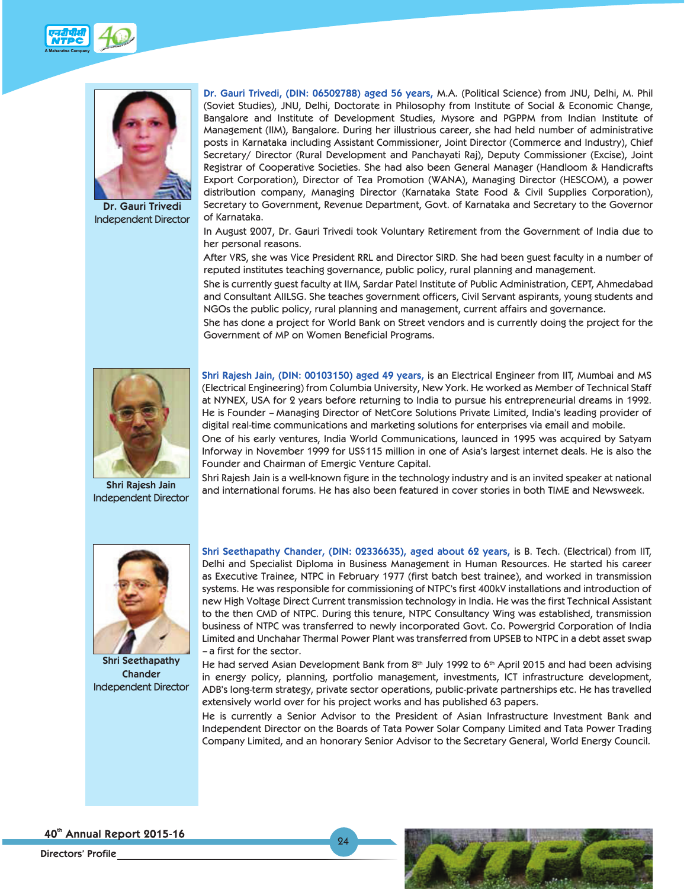**Dr. Gauri Trivedi**
Independent Director

**Dr. Gauri Trivedi, (DIN: 06502788) aged 56 years,** M.A. (Political Science) from JNU, Delhi, M. Phil (Soviet Studies), JNU, Delhi, Doctorate in Philosophy from Institute of Social & Economic Change, Bangalore and Institute of Development Studies, Mysore and PGPPM from Indian Institute of Management (IIM), Bangalore. During her illustrious career, she had held number of administrative posts in Karnataka including Assistant Commissioner, Joint Director (Commerce and Industry), Chief Secretary/ Director (Rural Development and Panchayati Raj), Deputy Commissioner (Excise), Joint Registrar of Cooperative Societies. She had also been General Manager (Handloom & Handicrafts Export Corporation), Director of Tea Promotion (WANA), Managing Director (HESCOM), a power distribution company, Managing Director (Karnataka State Food & Civil Supplies Corporation), Secretary to Government, Revenue Department, Govt. of Karnataka and Secretary to the Governor of Karnataka.

In August 2007, Dr. Gauri Trivedi took Voluntary Retirement from the Government of India due to her personal reasons.

After VRS, she was Vice President RRL and Director SIRD. She had been guest faculty in a number of reputed institutes teaching governance, public policy, rural planning and management.

She is currently guest faculty at IIM, Sardar Patel Institute of Public Administration, CEPT, Ahmedabad and Consultant AIILSG. She teaches government officers, Civil Servant aspirants, young students and NGOs the public policy, rural planning and management, current affairs and governance.

She has done a project for World Bank on Street vendors and is currently doing the project for the Government of MP on Women Beneficial Programs.

**Shri Rajesh Jain**
Independent Director

**Shri Rajesh Jain, (DIN: 00103150) aged 49 years,** is an Electrical Engineer from IIT, Mumbai and MS (Electrical Engineering) from Columbia University, New York. He worked as Member of Technical Staff at NYNEX, USA for 2 years before returning to India to pursue his entrepreneurial dreams in 1992. He is Founder – Managing Director of NetCore Solutions Private Limited, India's leading provider of digital real-time communications and marketing solutions for enterprises via email and mobile.

One of his early ventures, India World Communications, launced in 1995 was acquired by Satyam Inforway in November 1999 for US$115 million in one of Asia's largest internet deals. He is also the Founder and Chairman of Emergic Venture Capital.

Shri Rajesh Jain is a well-known figure in the technology industry and is an invited speaker at national and international forums. He has also been featured in cover stories in both TIME and Newsweek.

**Shri Seethapathy Chander**
Independent Director

**Shri Seethapathy Chander, (DIN: 02336635), aged about 62 years,** is B. Tech. (Electrical) from IIT, Delhi and Specialist Diploma in Business Management in Human Resources. He started his career as Executive Trainee, NTPC in February 1977 (first batch best trainee), and worked in transmission systems. He was responsible for commissioning of NTPC's first 400kV installations and introduction of new High Voltage Direct Current transmission technology in India. He was the first Technical Assistant to the then CMD of NTPC. During this tenure, NTPC Consultancy Wing was established, transmission business of NTPC was transferred to newly incorporated Govt. Co. Powergrid Corporation of India Limited and Unchahar Thermal Power Plant was transferred from UPSEB to NTPC in a debt asset swap – a first for the sector.

He had served Asian Development Bank from 8th July 1992 to 6th April 2015 and had been advising in energy policy, planning, portfolio management, investments, ICT infrastructure development, ADB's long-term strategy, private sector operations, public-private partnerships etc. He has travelled extensively world over for his project works and has published 63 papers.

He is currently a Senior Advisor to the President of Asian Infrastructure Investment Bank and Independent Director on the Boards of Tata Power Solar Company Limited and Tata Power Trading Company Limited, and an honorary Senior Advisor to the Secretary General, World Energy Council.